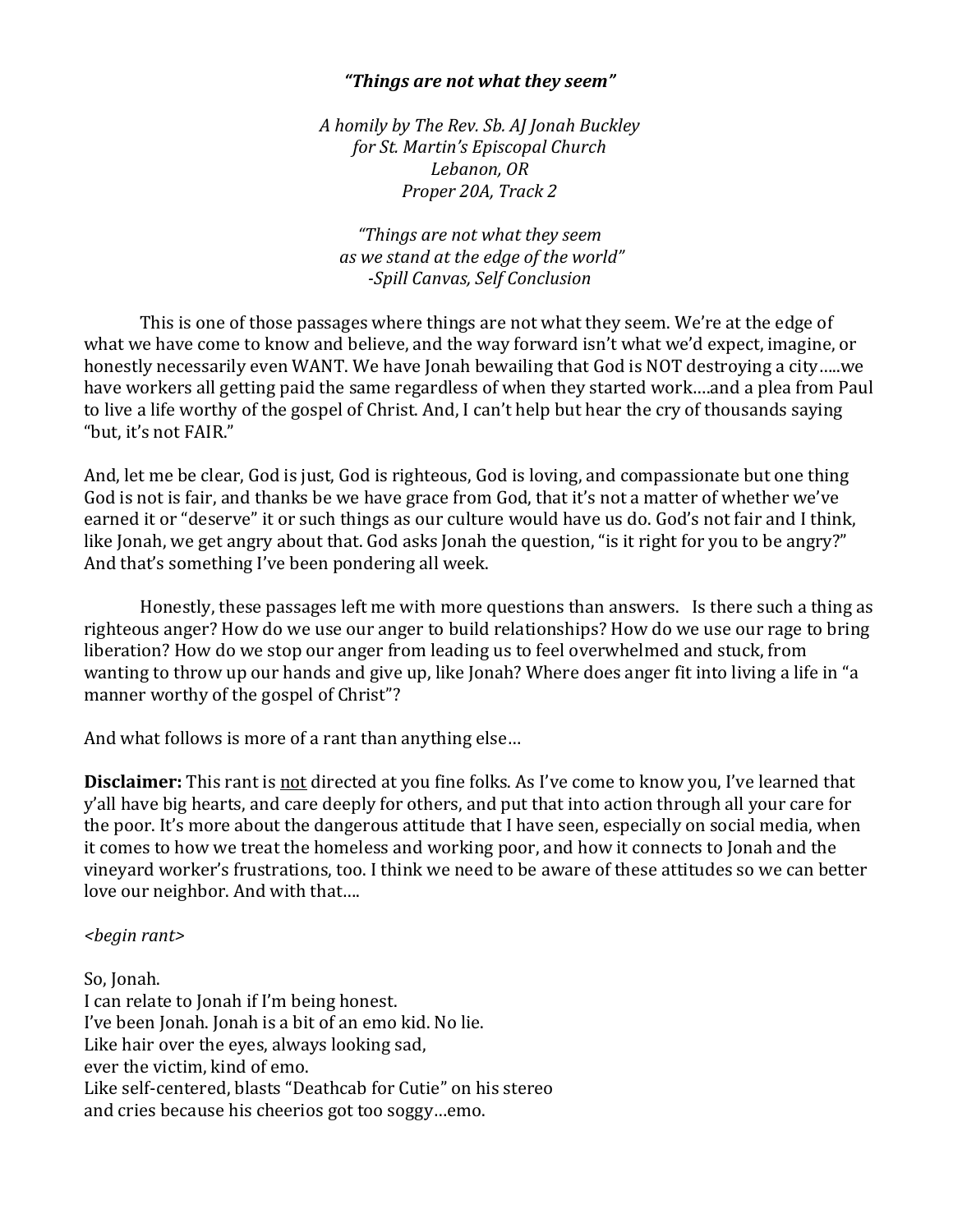***"Things are not what they seem"***

*A homily by The Rev. Sb. AJ Jonah Buckley*
*for St. Martin's Episcopal Church*
*Lebanon, OR*
*Proper 20A, Track 2*

*"Things are not what they seem*
*as we stand at the edge of the world"*
*-Spill Canvas, Self Conclusion*

This is one of those passages where things are not what they seem. We're at the edge of what we have come to know and believe, and the way forward isn't what we'd expect, imagine, or honestly necessarily even WANT. We have Jonah bewailing that God is NOT destroying a city…..we have workers all getting paid the same regardless of when they started work….and a plea from Paul to live a life worthy of the gospel of Christ. And, I can't help but hear the cry of thousands saying "but, it's not FAIR."

And, let me be clear, God is just, God is righteous, God is loving, and compassionate but one thing God is not is fair, and thanks be we have grace from God, that it's not a matter of whether we've earned it or "deserve" it or such things as our culture would have us do. God's not fair and I think, like Jonah, we get angry about that. God asks Jonah the question, "is it right for you to be angry?" And that's something I've been pondering all week.

Honestly, these passages left me with more questions than answers. Is there such a thing as righteous anger? How do we use our anger to build relationships? How do we use our rage to bring liberation? How do we stop our anger from leading us to feel overwhelmed and stuck, from wanting to throw up our hands and give up, like Jonah? Where does anger fit into living a life in "a manner worthy of the gospel of Christ"?

And what follows is more of a rant than anything else…

**Disclaimer:** This rant is <u>not</u> directed at you fine folks. As I've come to know you, I've learned that y'all have big hearts, and care deeply for others, and put that into action through all your care for the poor. It's more about the dangerous attitude that I have seen, especially on social media, when it comes to how we treat the homeless and working poor, and how it connects to Jonah and the vineyard worker's frustrations, too. I think we need to be aware of these attitudes so we can better love our neighbor. And with that….

*<begin rant>*

So, Jonah.
I can relate to Jonah if I'm being honest.
I've been Jonah. Jonah is a bit of an emo kid. No lie.
Like hair over the eyes, always looking sad,
ever the victim, kind of emo.
Like self-centered, blasts "Deathcab for Cutie" on his stereo
and cries because his cheerios got too soggy…emo.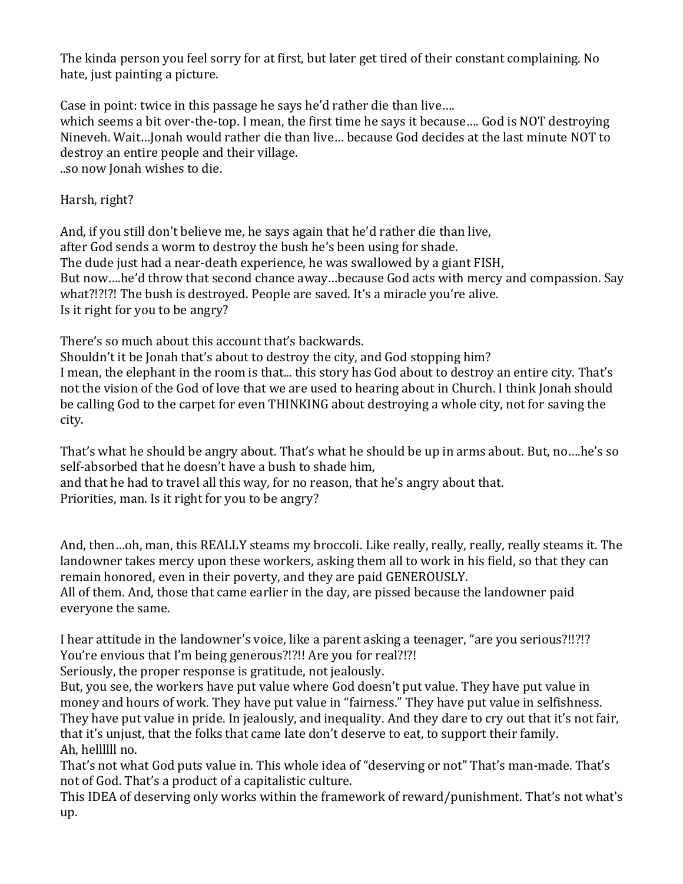The kinda person you feel sorry for at first, but later get tired of their constant complaining. No hate, just painting a picture.

Case in point: twice in this passage he says he'd rather die than live….
which seems a bit over-the-top. I mean, the first time he says it because…. God is NOT destroying Nineveh. Wait…Jonah would rather die than live… because God decides at the last minute NOT to destroy an entire people and their village.
..so now Jonah wishes to die.

Harsh, right?

And, if you still don't believe me, he says again that he'd rather die than live,
after God sends a worm to destroy the bush he's been using for shade.
The dude just had a near-death experience, he was swallowed by a giant FISH,
But now….he'd throw that second chance away…because God acts with mercy and compassion. Say what?!?!?! The bush is destroyed. People are saved. It's a miracle you're alive.
Is it right for you to be angry?

There's so much about this account that's backwards.
Shouldn't it be Jonah that's about to destroy the city, and God stopping him?
I mean, the elephant in the room is that... this story has God about to destroy an entire city. That's not the vision of the God of love that we are used to hearing about in Church. I think Jonah should be calling God to the carpet for even THINKING about destroying a whole city, not for saving the city.

That's what he should be angry about. That's what he should be up in arms about. But, no….he's so self-absorbed that he doesn't have a bush to shade him,
and that he had to travel all this way, for no reason, that he's angry about that.
Priorities, man. Is it right for you to be angry?

And, then…oh, man, this REALLY steams my broccoli. Like really, really, really, really steams it. The landowner takes mercy upon these workers, asking them all to work in his field, so that they can remain honored, even in their poverty, and they are paid GENEROUSLY.
All of them. And, those that came earlier in the day, are pissed because the landowner paid everyone the same.

I hear attitude in the landowner's voice, like a parent asking a teenager, "are you serious?!!?!? You're envious that I'm being generous?!?!! Are you for real?!?!
Seriously, the proper response is gratitude, not jealously.
But, you see, the workers have put value where God doesn't put value. They have put value in money and hours of work. They have put value in "fairness." They have put value in selfishness. They have put value in pride. In jealously, and inequality. And they dare to cry out that it's not fair, that it's unjust, that the folks that came late don't deserve to eat, to support their family.
Ah, hellllll no.
That's not what God puts value in. This whole idea of "deserving or not" That's man-made. That's not of God. That's a product of a capitalistic culture.
This IDEA of deserving only works within the framework of reward/punishment. That's not what's up.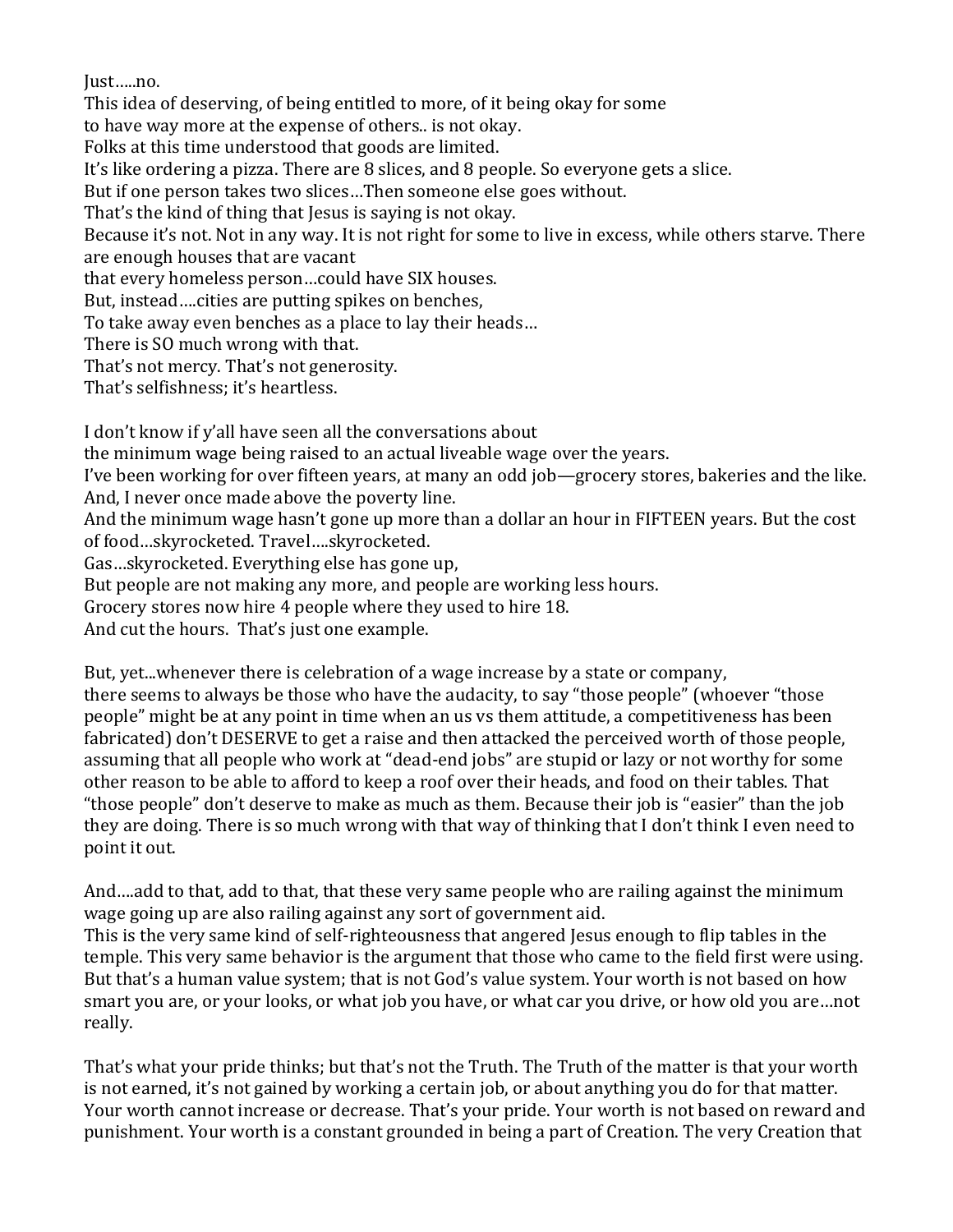Just.....no.
This idea of deserving, of being entitled to more, of it being okay for some
to have way more at the expense of others.. is not okay.
Folks at this time understood that goods are limited.
It's like ordering a pizza. There are 8 slices, and 8 people. So everyone gets a slice.
But if one person takes two slices…Then someone else goes without.
That's the kind of thing that Jesus is saying is not okay.
Because it's not. Not in any way. It is not right for some to live in excess, while others starve. There are enough houses that are vacant
that every homeless person…could have SIX houses.
But, instead….cities are putting spikes on benches,
To take away even benches as a place to lay their heads…
There is SO much wrong with that.
That's not mercy. That's not generosity.
That's selfishness; it's heartless.

I don't know if y'all have seen all the conversations about
the minimum wage being raised to an actual liveable wage over the years.
I've been working for over fifteen years, at many an odd job—grocery stores, bakeries and the like.
And, I never once made above the poverty line.
And the minimum wage hasn't gone up more than a dollar an hour in FIFTEEN years. But the cost of food…skyrocketed. Travel….skyrocketed.
Gas…skyrocketed. Everything else has gone up,
But people are not making any more, and people are working less hours.
Grocery stores now hire 4 people where they used to hire 18.
And cut the hours. That's just one example.

But, yet...whenever there is celebration of a wage increase by a state or company,
there seems to always be those who have the audacity, to say "those people" (whoever "those people" might be at any point in time when an us vs them attitude, a competitiveness has been fabricated) don't DESERVE to get a raise and then attacked the perceived worth of those people, assuming that all people who work at "dead-end jobs" are stupid or lazy or not worthy for some other reason to be able to afford to keep a roof over their heads, and food on their tables. That "those people" don't deserve to make as much as them. Because their job is "easier" than the job they are doing. There is so much wrong with that way of thinking that I don't think I even need to point it out.

And….add to that, add to that, that these very same people who are railing against the minimum wage going up are also railing against any sort of government aid.
This is the very same kind of self-righteousness that angered Jesus enough to flip tables in the temple. This very same behavior is the argument that those who came to the field first were using. But that's a human value system; that is not God's value system. Your worth is not based on how smart you are, or your looks, or what job you have, or what car you drive, or how old you are…not really.

That's what your pride thinks; but that's not the Truth. The Truth of the matter is that your worth is not earned, it's not gained by working a certain job, or about anything you do for that matter. Your worth cannot increase or decrease. That's your pride. Your worth is not based on reward and punishment. Your worth is a constant grounded in being a part of Creation. The very Creation that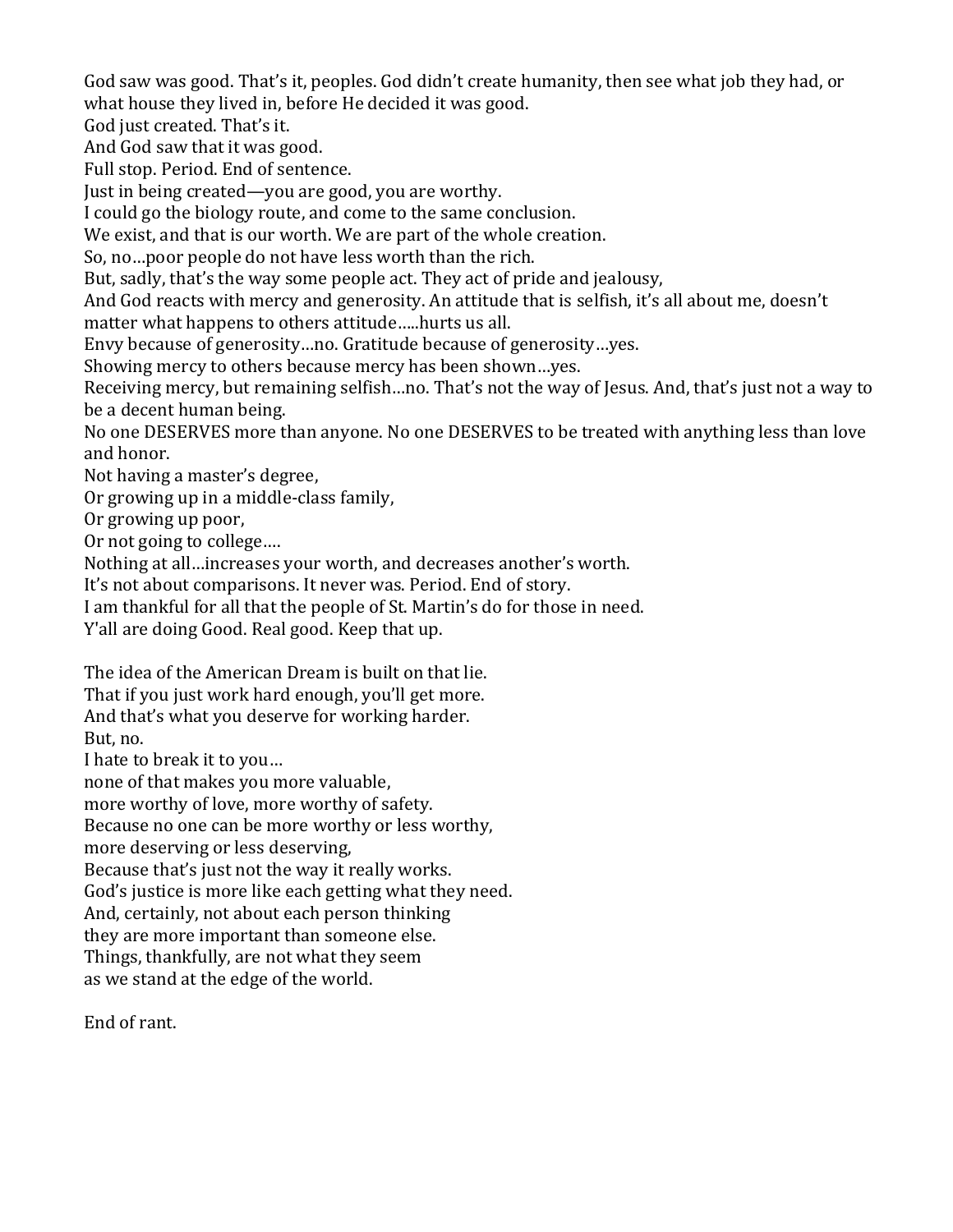God saw was good. That's it, peoples. God didn't create humanity, then see what job they had, or what house they lived in, before He decided it was good.

God just created. That's it.

And God saw that it was good.

Full stop. Period. End of sentence.

Just in being created—you are good, you are worthy.

I could go the biology route, and come to the same conclusion.

We exist, and that is our worth. We are part of the whole creation.

So, no…poor people do not have less worth than the rich.

But, sadly, that's the way some people act. They act of pride and jealousy,

And God reacts with mercy and generosity. An attitude that is selfish, it's all about me, doesn't matter what happens to others attitude…..hurts us all.

Envy because of generosity…no. Gratitude because of generosity…yes.

Showing mercy to others because mercy has been shown…yes.

Receiving mercy, but remaining selfish…no. That's not the way of Jesus. And, that's just not a way to be a decent human being.

No one DESERVES more than anyone. No one DESERVES to be treated with anything less than love and honor.

Not having a master's degree,

Or growing up in a middle-class family,

Or growing up poor,

Or not going to college….

Nothing at all…increases your worth, and decreases another's worth.

It's not about comparisons. It never was. Period. End of story.

I am thankful for all that the people of St. Martin's do for those in need.

Y'all are doing Good. Real good. Keep that up.

The idea of the American Dream is built on that lie.

That if you just work hard enough, you'll get more.

And that's what you deserve for working harder.

But, no.

I hate to break it to you…

none of that makes you more valuable,

more worthy of love, more worthy of safety.

Because no one can be more worthy or less worthy,

more deserving or less deserving,

Because that's just not the way it really works.

God's justice is more like each getting what they need.

And, certainly, not about each person thinking

they are more important than someone else.

Things, thankfully, are not what they seem

as we stand at the edge of the world.

End of rant.